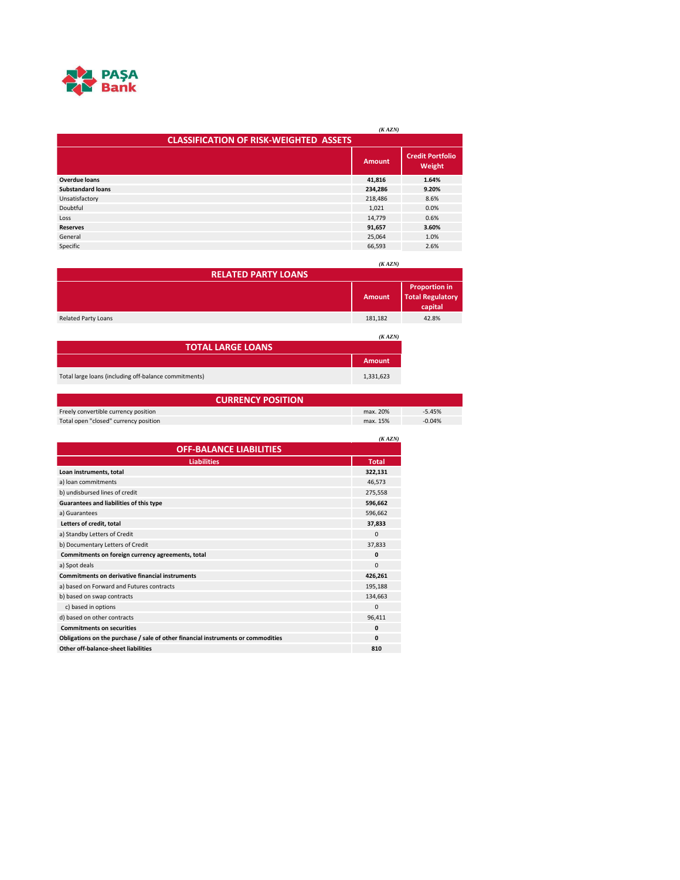PAŞA Bank

*(K AZN)*

## CLASSIFICATION OF RISK-WEIGHTED ASSETS

| | Amount | Credit Portfolio Weight |
|---|---|---|
| **Overdue loans** | **41,816** | **1.64%** |
| **Substandard loans** | **234,286** | **9.20%** |
| Unsatisfactory | 218,486 | 8.6% |
| Doubtful | 1,021 | 0.0% |
| Loss | 14,779 | 0.6% |
| **Reserves** | **91,657** | **3.60%** |
| General | 25,064 | 1.0% |
| Specific | 66,593 | 2.6% |

*(K AZN)*

## RELATED PARTY LOANS

| | Amount | Proportion in Total Regulatory capital |
|---|---|---|
| Related Party Loans | 181,182 | 42.8% |

*(K AZN)*

## TOTAL LARGE LOANS

| | Amount |
|---|---|
| Total large loans (including off-balance commitments) | 1,331,623 |

## CURRENCY POSITION

| | | |
|---|---|---|
| Freely convertible currency position | max. 20% | -5.45% |
| Total open "closed" currency position | max. 15% | -0.04% |

*(K AZN)*

## OFF-BALANCE LIABILITIES

| Liabilities | Total |
|---|---|
| **Loan instruments, total** | **322,131** |
| a) loan commitments | 46,573 |
| b) undisbursed lines of credit | 275,558 |
| **Guarantees and liabilities of this type** | **596,662** |
| a) Guarantees | 596,662 |
| **Letters of credit, total** | **37,833** |
| a) Standby Letters of Credit | 0 |
| b) Documentary Letters of Credit | 37,833 |
| **Commitments on foreign currency agreements, total** | **0** |
| a) Spot deals | 0 |
| **Commitments on derivative financial instruments** | **426,261** |
| a) based on Forward and Futures contracts | 195,188 |
| b) based on swap contracts | 134,663 |
| c) based in options | 0 |
| d) based on other contracts | 96,411 |
| **Commitments on securities** | **0** |
| **Obligations on the purchase / sale of other financial instruments or commodities** | **0** |
| **Other off-balance-sheet liabilities** | **810** |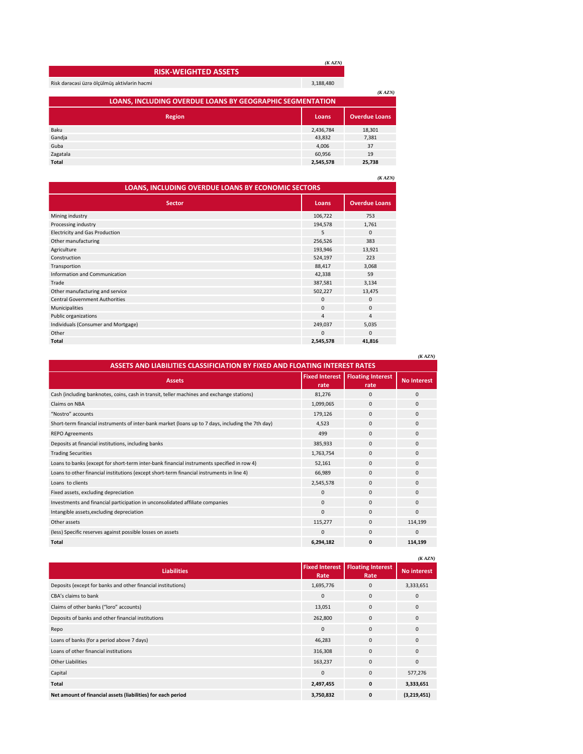*(K AZN)*

## RISK-WEIGHTED ASSETS

| | |
|---|---|
| Risk dərəcəsi üzrə ölçülmüş aktivlərin həcmi | 3,188,480 |

*(K AZN)*

## LOANS, INCLUDING OVERDUE LOANS BY GEOGRAPHIC SEGMENTATION

| Region | Loans | Overdue Loans |
|---|---|---|
| Baku | 2,436,784 | 18,301 |
| Gandja | 43,832 | 7,381 |
| Guba | 4,006 | 37 |
| Zagatala | 60,956 | 19 |
| **Total** | **2,545,578** | **25,738** |

*(K AZN)*

## LOANS, INCLUDING OVERDUE LOANS BY ECONOMIC SECTORS

| Sector | Loans | Overdue Loans |
|---|---|---|
| Mining industry | 106,722 | 753 |
| Processing industry | 194,578 | 1,761 |
| Electricity and Gas Production | 5 | 0 |
| Other manufacturing | 256,526 | 383 |
| Agriculture | 193,946 | 13,921 |
| Construction | 524,197 | 223 |
| Transportion | 88,417 | 3,068 |
| Information and Communication | 42,338 | 59 |
| Trade | 387,581 | 3,134 |
| Other manufacturing and service | 502,227 | 13,475 |
| Central Government Authorities | 0 | 0 |
| Municipalities | 0 | 0 |
| Public organizations | 4 | 4 |
| Individuals (Consumer and Mortgage) | 249,037 | 5,035 |
| Other | 0 | 0 |
| **Total** | **2,545,578** | **41,816** |

*(K AZN)*

## ASSETS AND LIABILITIES CLASSIFICIATION BY FIXED AND FLOATING INTEREST RATES

| Assets | Fixed Interest rate | Floating Interest rate | No Interest |
|---|---|---|---|
| Cash (including banknotes, coins, cash in transit, teller machines and exchange stations) | 81,276 | 0 | 0 |
| Claims on NBA | 1,099,065 | 0 | 0 |
| "Nostro" accounts | 179,126 | 0 | 0 |
| Short-term financial instruments of inter-bank market (loans up to 7 days, including the 7th day) | 4,523 | 0 | 0 |
| REPO Agreements | 499 | 0 | 0 |
| Deposits at financial institutions, including banks | 385,933 | 0 | 0 |
| Trading Securities | 1,763,754 | 0 | 0 |
| Loans to banks (except for short-term inter-bank financial instruments specified in row 4) | 52,161 | 0 | 0 |
| Loans to other financial institutions (except short-term financial instruments in line 4) | 66,989 | 0 | 0 |
| Loans to clients | 2,545,578 | 0 | 0 |
| Fixed assets, excluding depreciation | 0 | 0 | 0 |
| Investments and financial participation in unconsolidated affiliate companies | 0 | 0 | 0 |
| Intangible assets,excluding depreciation | 0 | 0 | 0 |
| Other assets | 115,277 | 0 | 114,199 |
| (less) Specific reserves against possible losses on assets | 0 | 0 | 0 |
| **Total** | **6,294,182** | **0** | **114,199** |

*(K AZN)*

| Liabilities | Fixed Interest Rate | Floating Interest Rate | No interest |
|---|---|---|---|
| Deposits (except for banks and other financial institutions) | 1,695,776 | 0 | 3,333,651 |
| CBA's claims to bank | 0 | 0 | 0 |
| Claims of other banks ("loro" accounts) | 13,051 | 0 | 0 |
| Deposits of banks and other financial institutions | 262,800 | 0 | 0 |
| Repo | 0 | 0 | 0 |
| Loans of banks (for a period above 7 days) | 46,283 | 0 | 0 |
| Loans of other financial institutions | 316,308 | 0 | 0 |
| Other Liabilities | 163,237 | 0 | 0 |
| Capital | 0 | 0 | 577,276 |
| **Total** | **2,497,455** | **0** | **3,333,651** |
| **Net amount of financial assets (liabilities) for each period** | **3,750,832** | **0** | **(3,219,451)** |